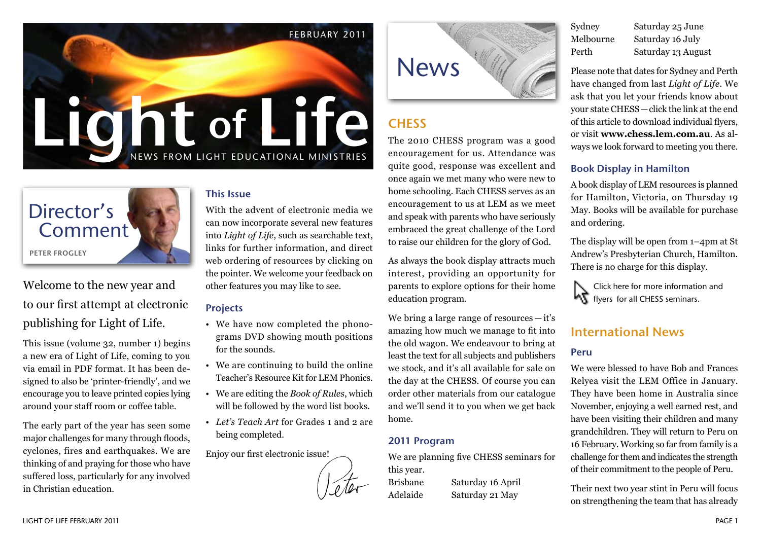FEBRUARY 2011

# Light of Life

NEWS FROM LIGHT EDUCATIONAL MINISTRIES

## Director's Comment

PETER FROGLEY

Welcome to the new year and to our first attempt at electronic publishing for Light of Life.

This issue (volume 32, number 1) begins a new era of Light of Life, coming to you via email in PDF format. It has been designed to also be 'printer-friendly', and we encourage you to leave printed copies lying around your staff room or coffee table.

The early part of the year has seen some major challenges for many through floods, cyclones, fires and earthquakes. We are thinking of and praying for those who have suffered loss, particularly for any involved in Christian education.

### This Issue

With the advent of electronic media we can now incorporate several new features into *Light of Life*, such as searchable text, links for further information, and direct web ordering of resources by clicking on the pointer. We welcome your feedback on other features you may like to see.

### Projects

- We have now completed the phonograms DVD showing mouth positions for the sounds.
- We are continuing to build the online Teacher's Resource Kit for LEM Phonics.
- We are editing the *Book of Rules*, which will be followed by the word list books.
- *Let's Teach Art* for Grades 1 and 2 are being completed.

Enjoy our first electronic issue!

Peter

## News

### CHESS

The 2010 CHESS program was a good encouragement for us. Attendance was quite good, response was excellent and once again we met many who were new to home schooling. Each CHESS serves as an encouragement to us at LEM as we meet and speak with parents who have seriously embraced the great challenge of the Lord to raise our children for the glory of God.

As always the book display attracts much interest, providing an opportunity for parents to explore options for their home education program.

We bring a large range of resources—it's amazing how much we manage to fit into the old wagon. We endeavour to bring at least the text for all subjects and publishers we stock, and it's all available for sale on the day at the CHESS. Of course you can order other materials from our catalogue and we'll send it to you when we get back home.

### 2011 Program

We are planning five CHESS seminars for this year.

| | |
|---|---|
| Brisbane | Saturday 16 April |
| Adelaide | Saturday 21 May |
| Sydney | Saturday 25 June |
| Melbourne | Saturday 16 July |
| Perth | Saturday 13 August |

Please note that dates for Sydney and Perth have changed from last *Light of Life*. We ask that you let your friends know about your state CHESS—click the link at the end of this article to download individual flyers, or visit **www.chess.lem.com.au**. As always we look forward to meeting you there.

### Book Display in Hamilton

A book display of LEM resources is planned for Hamilton, Victoria, on Thursday 19 May. Books will be available for purchase and ordering.

The display will be open from 1–4pm at St Andrew's Presbyterian Church, Hamilton. There is no charge for this display.

Click here for more information and flyers for all CHESS seminars.

## International News

### Peru

We were blessed to have Bob and Frances Relyea visit the LEM Office in January. They have been home in Australia since November, enjoying a well earned rest, and have been visiting their children and many grandchildren. They will return to Peru on 16 February. Working so far from family is a challenge for them and indicates the strength of their commitment to the people of Peru.

Their next two year stint in Peru will focus on strengthening the team that has already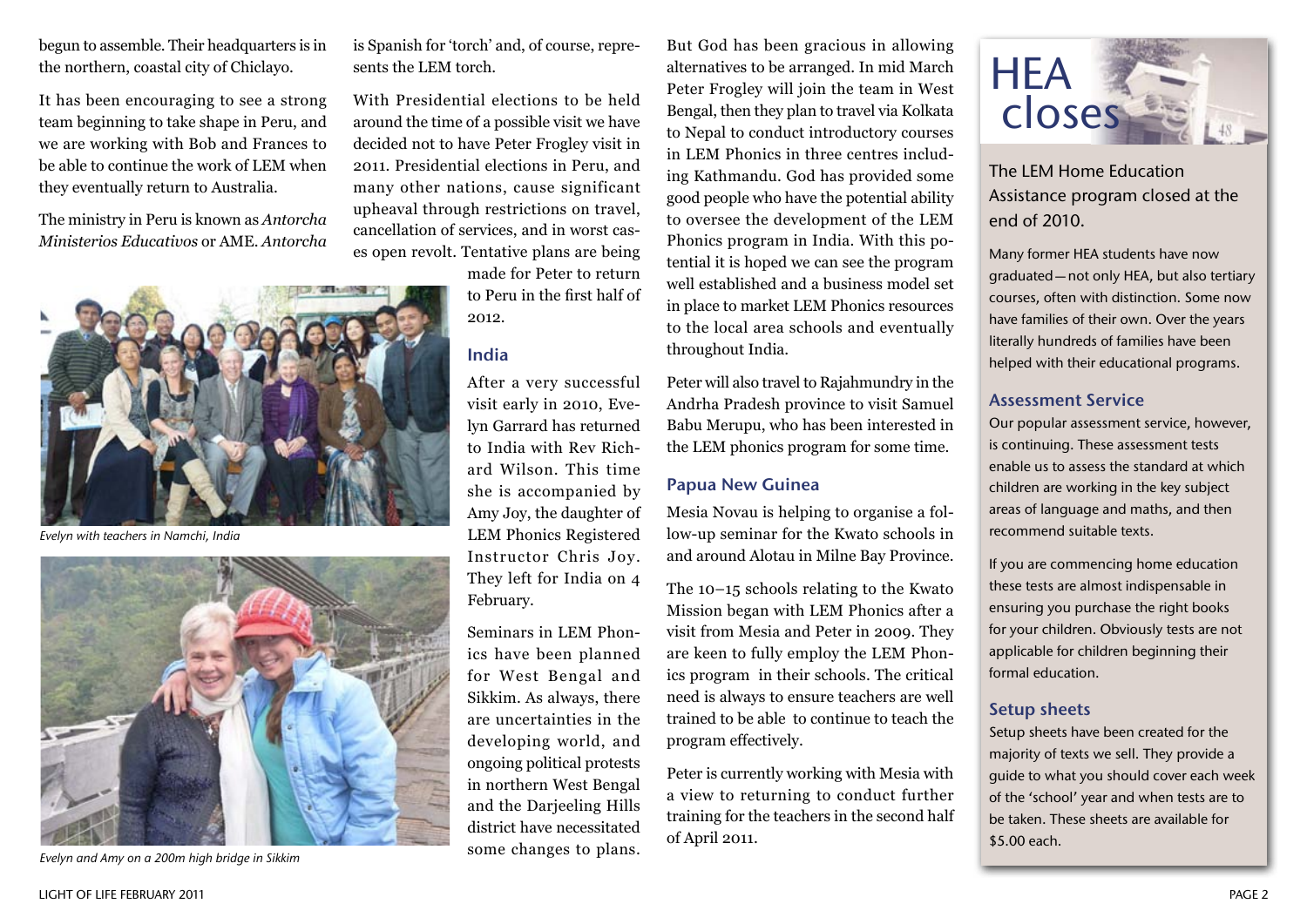begun to assemble. Their headquarters is in the northern, coastal city of Chiclayo.

It has been encouraging to see a strong team beginning to take shape in Peru, and we are working with Bob and Frances to be able to continue the work of LEM when they eventually return to Australia.

The ministry in Peru is known as *Antorcha Ministerios Educativos* or AME. *Antorcha* is Spanish for 'torch' and, of course, represents the LEM torch.

With Presidential elections to be held around the time of a possible visit we have decided not to have Peter Frogley visit in 2011. Presidential elections in Peru, and many other nations, cause significant upheaval through restrictions on travel, cancellation of services, and in worst cases open revolt. Tentative plans are being made for Peter to return to Peru in the first half of 2012.

*Evelyn with teachers in Namchi, India*

*Evelyn and Amy on a 200m high bridge in Sikkim*

## India

After a very successful visit early in 2010, Evelyn Garrard has returned to India with Rev Richard Wilson. This time she is accompanied by Amy Joy, the daughter of LEM Phonics Registered Instructor Chris Joy. They left for India on 4 February.

Seminars in LEM Phonics have been planned for West Bengal and Sikkim. As always, there are uncertainties in the developing world, and ongoing political protests in northern West Bengal and the Darjeeling Hills district have necessitated some changes to plans.

But God has been gracious in allowing alternatives to be arranged. In mid March Peter Frogley will join the team in West Bengal, then they plan to travel via Kolkata to Nepal to conduct introductory courses in LEM Phonics in three centres including Kathmandu. God has provided some good people who have the potential ability to oversee the development of the LEM Phonics program in India. With this potential it is hoped we can see the program well established and a business model set in place to market LEM Phonics resources to the local area schools and eventually throughout India.

Peter will also travel to Rajahmundry in the Andrha Pradesh province to visit Samuel Babu Merupu, who has been interested in the LEM phonics program for some time.

## Papua New Guinea

Mesia Novau is helping to organise a follow-up seminar for the Kwato schools in and around Alotau in Milne Bay Province.

The 10–15 schools relating to the Kwato Mission began with LEM Phonics after a visit from Mesia and Peter in 2009. They are keen to fully employ the LEM Phonics program in their schools. The critical need is always to ensure teachers are well trained to be able to continue to teach the program effectively.

Peter is currently working with Mesia with a view to returning to conduct further training for the teachers in the second half of April 2011.

# HEA closes

The LEM Home Education Assistance program closed at the end of 2010.

Many former HEA students have now graduated—not only HEA, but also tertiary courses, often with distinction. Some now have families of their own. Over the years literally hundreds of families have been helped with their educational programs.

### Assessment Service

Our popular assessment service, however, is continuing. These assessment tests enable us to assess the standard at which children are working in the key subject areas of language and maths, and then recommend suitable texts.

If you are commencing home education these tests are almost indispensable in ensuring you purchase the right books for your children. Obviously tests are not applicable for children beginning their formal education.

### Setup sheets

Setup sheets have been created for the majority of texts we sell. They provide a guide to what you should cover each week of the 'school' year and when tests are to be taken. These sheets are available for $5.00 each.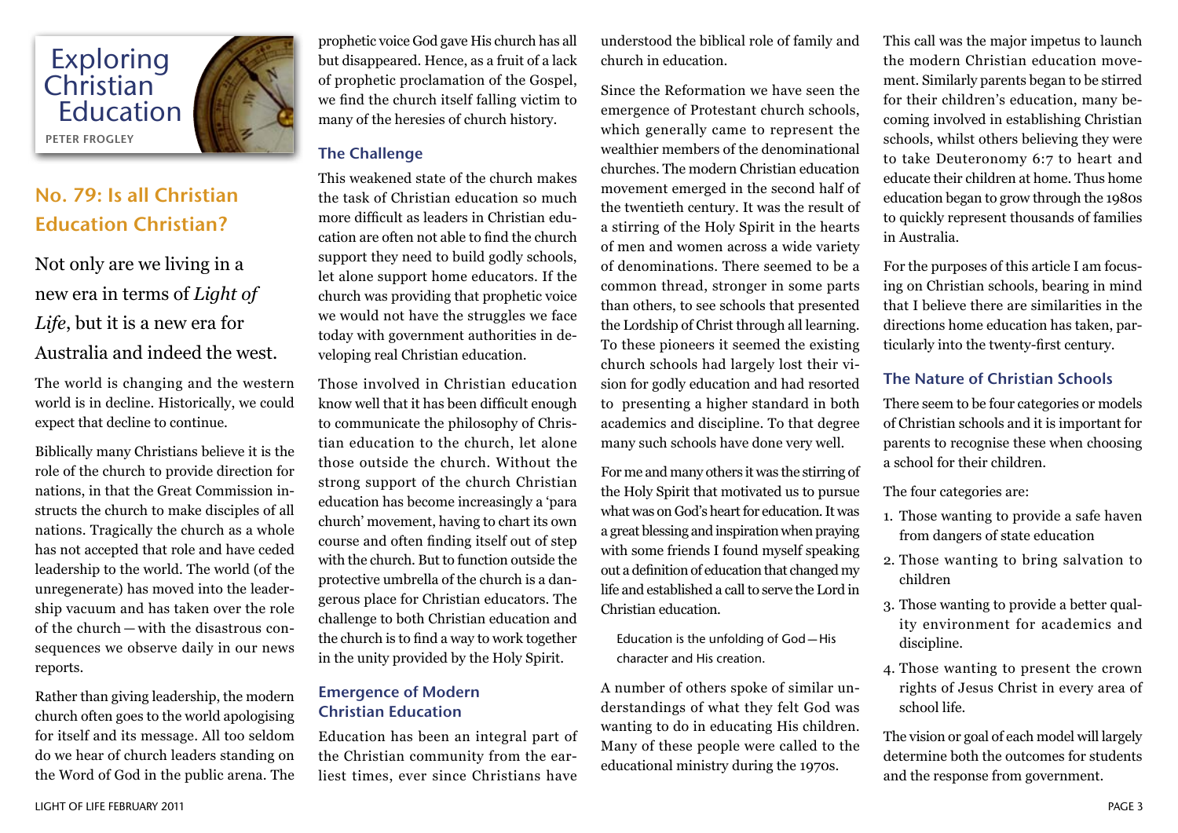Exploring Christian Education

PETER FROGLEY

## No. 79: Is all Christian Education Christian?

Not only are we living in a new era in terms of *Light of Life*, but it is a new era for Australia and indeed the west.

The world is changing and the western world is in decline. Historically, we could expect that decline to continue.

Biblically many Christians believe it is the role of the church to provide direction for nations, in that the Great Commission instructs the church to make disciples of all nations. Tragically the church as a whole has not accepted that role and have ceded leadership to the world. The world (of the unregenerate) has moved into the leadership vacuum and has taken over the role of the church—with the disastrous consequences we observe daily in our news reports.

Rather than giving leadership, the modern church often goes to the world apologising for itself and its message. All too seldom do we hear of church leaders standing on the Word of God in the public arena. The prophetic voice God gave His church has all but disappeared. Hence, as a fruit of a lack of prophetic proclamation of the Gospel, we find the church itself falling victim to many of the heresies of church history.

### The Challenge

This weakened state of the church makes the task of Christian education so much more difficult as leaders in Christian education are often not able to find the church support they need to build godly schools, let alone support home educators. If the church was providing that prophetic voice we would not have the struggles we face today with government authorities in developing real Christian education.

Those involved in Christian education know well that it has been difficult enough to communicate the philosophy of Christian education to the church, let alone those outside the church. Without the strong support of the church Christian education has become increasingly a 'para church' movement, having to chart its own course and often finding itself out of step with the church. But to function outside the protective umbrella of the church is a dangerous place for Christian educators. The challenge to both Christian education and the church is to find a way to work together in the unity provided by the Holy Spirit.

### Emergence of Modern Christian Education

Education has been an integral part of the Christian community from the earliest times, ever since Christians have understood the biblical role of family and church in education.

Since the Reformation we have seen the emergence of Protestant church schools, which generally came to represent the wealthier members of the denominational churches. The modern Christian education movement emerged in the second half of the twentieth century. It was the result of a stirring of the Holy Spirit in the hearts of men and women across a wide variety of denominations. There seemed to be a common thread, stronger in some parts than others, to see schools that presented the Lordship of Christ through all learning. To these pioneers it seemed the existing church schools had largely lost their vision for godly education and had resorted to presenting a higher standard in both academics and discipline. To that degree many such schools have done very well.

For me and many others it was the stirring of the Holy Spirit that motivated us to pursue what was on God's heart for education. It was a great blessing and inspiration when praying with some friends I found myself speaking out a definition of education that changed my life and established a call to serve the Lord in Christian education.

> Education is the unfolding of God—His character and His creation.

A number of others spoke of similar understandings of what they felt God was wanting to do in educating His children. Many of these people were called to the educational ministry during the 1970s.

This call was the major impetus to launch the modern Christian education movement. Similarly parents began to be stirred for their children's education, many becoming involved in establishing Christian schools, whilst others believing they were to take Deuteronomy 6:7 to heart and educate their children at home. Thus home education began to grow through the 1980s to quickly represent thousands of families in Australia.

For the purposes of this article I am focusing on Christian schools, bearing in mind that I believe there are similarities in the directions home education has taken, particularly into the twenty-first century.

### The Nature of Christian Schools

There seem to be four categories or models of Christian schools and it is important for parents to recognise these when choosing a school for their children.

The four categories are:

1. Those wanting to provide a safe haven from dangers of state education
2. Those wanting to bring salvation to children
3. Those wanting to provide a better quality environment for academics and discipline.
4. Those wanting to present the crown rights of Jesus Christ in every area of school life.

The vision or goal of each model will largely determine both the outcomes for students and the response from government.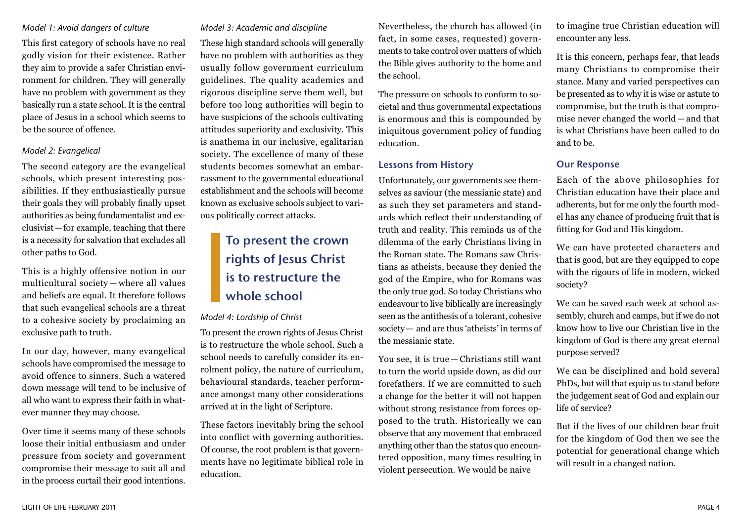*Model 1: Avoid dangers of culture*

This first category of schools have no real godly vision for their existence. Rather they aim to provide a safer Christian environment for children. They will generally have no problem with government as they basically run a state school. It is the central place of Jesus in a school which seems to be the source of offence.

*Model 2: Evangelical*

The second category are the evangelical schools, which present interesting possibilities. If they enthusiastically pursue their goals they will probably finally upset authorities as being fundamentalist and exclusivist—for example, teaching that there is a necessity for salvation that excludes all other paths to God.

This is a highly offensive notion in our multicultural society—where all values and beliefs are equal. It therefore follows that such evangelical schools are a threat to a cohesive society by proclaiming an exclusive path to truth.

In our day, however, many evangelical schools have compromised the message to avoid offence to sinners. Such a watered down message will tend to be inclusive of all who want to express their faith in whatever manner they may choose.

Over time it seems many of these schools loose their initial enthusiasm and under pressure from society and government compromise their message to suit all and in the process curtail their good intentions.

*Model 3: Academic and discipline*

These high standard schools will generally have no problem with authorities as they usually follow government curriculum guidelines. The quality academics and rigorous discipline serve them well, but before too long authorities will begin to have suspicions of the schools cultivating attitudes superiority and exclusivity. This is anathema in our inclusive, egalitarian society. The excellence of many of these students becomes somewhat an embarrassment to the governmental educational establishment and the schools will become known as exclusive schools subject to various politically correct attacks.

> **To present the crown rights of Jesus Christ is to restructure the whole school**

*Model 4: Lordship of Christ*

To present the crown rights of Jesus Christ is to restructure the whole school. Such a school needs to carefully consider its enrolment policy, the nature of curriculum, behavioural standards, teacher performance amongst many other considerations arrived at in the light of Scripture.

These factors inevitably bring the school into conflict with governing authorities. Of course, the root problem is that governments have no legitimate biblical role in education.

Nevertheless, the church has allowed (in fact, in some cases, requested) governments to take control over matters of which the Bible gives authority to the home and the school.

The pressure on schools to conform to societal and thus governmental expectations is enormous and this is compounded by iniquitous government policy of funding education.

## Lessons from History

Unfortunately, our governments see themselves as saviour (the messianic state) and as such they set parameters and standards which reflect their understanding of truth and reality. This reminds us of the dilemma of the early Christians living in the Roman state. The Romans saw Christians as atheists, because they denied the god of the Empire, who for Romans was the only true god. So today Christians who endeavour to live biblically are increasingly seen as the antithesis of a tolerant, cohesive society— and are thus 'atheists' in terms of the messianic state.

You see, it is true—Christians still want to turn the world upside down, as did our forefathers. If we are committed to such a change for the better it will not happen without strong resistance from forces opposed to the truth. Historically we can observe that any movement that embraced anything other than the status quo encountered opposition, many times resulting in violent persecution. We would be naive to imagine true Christian education will encounter any less.

It is this concern, perhaps fear, that leads many Christians to compromise their stance. Many and varied perspectives can be presented as to why it is wise or astute to compromise, but the truth is that compromise never changed the world—and that is what Christians have been called to do and to be.

## Our Response

Each of the above philosophies for Christian education have their place and adherents, but for me only the fourth model has any chance of producing fruit that is fitting for God and His kingdom.

We can have protected characters and that is good, but are they equipped to cope with the rigours of life in modern, wicked society?

We can be saved each week at school assembly, church and camps, but if we do not know how to live our Christian live in the kingdom of God is there any great eternal purpose served?

We can be disciplined and hold several PhDs, but will that equip us to stand before the judgement seat of God and explain our life of service?

But if the lives of our children bear fruit for the kingdom of God then we see the potential for generational change which will result in a changed nation.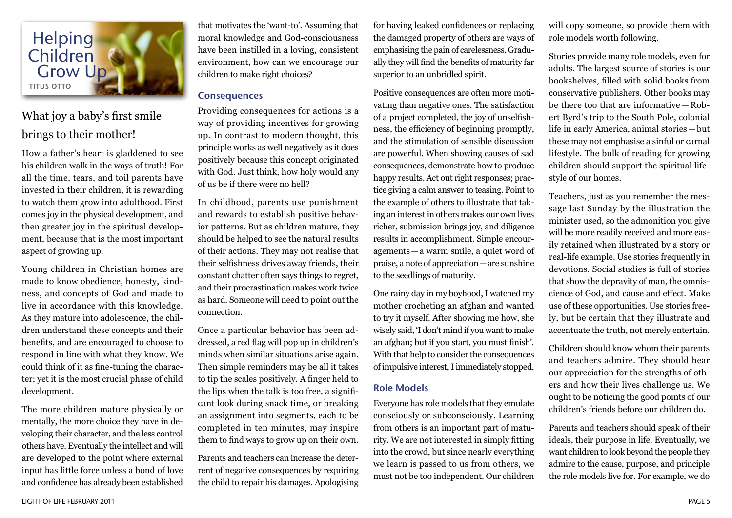# Helping Children Grow Up

TITUS OTTO

## What joy a baby's first smile brings to their mother!

How a father's heart is gladdened to see his children walk in the ways of truth! For all the time, tears, and toil parents have invested in their children, it is rewarding to watch them grow into adulthood. First comes joy in the physical development, and then greater joy in the spiritual development, because that is the most important aspect of growing up.

Young children in Christian homes are made to know obedience, honesty, kindness, and concepts of God and made to live in accordance with this knowledge. As they mature into adolescence, the children understand these concepts and their benefits, and are encouraged to choose to respond in line with what they know. We could think of it as fine-tuning the character; yet it is the most crucial phase of child development.

The more children mature physically or mentally, the more choice they have in developing their character, and the less control others have. Eventually the intellect and will are developed to the point where external input has little force unless a bond of love and confidence has already been established that motivates the 'want-to'. Assuming that moral knowledge and God-consciousness have been instilled in a loving, consistent environment, how can we encourage our children to make right choices?

### Consequences

Providing consequences for actions is a way of providing incentives for growing up. In contrast to modern thought, this principle works as well negatively as it does positively because this concept originated with God. Just think, how holy would any of us be if there were no hell?

In childhood, parents use punishment and rewards to establish positive behavior patterns. But as children mature, they should be helped to see the natural results of their actions. They may not realise that their selfishness drives away friends, their constant chatter often says things to regret, and their procrastination makes work twice as hard. Someone will need to point out the connection.

Once a particular behavior has been addressed, a red flag will pop up in children's minds when similar situations arise again. Then simple reminders may be all it takes to tip the scales positively. A finger held to the lips when the talk is too free, a significant look during snack time, or breaking an assignment into segments, each to be completed in ten minutes, may inspire them to find ways to grow up on their own.

Parents and teachers can increase the deterrent of negative consequences by requiring the child to repair his damages. Apologising for having leaked confidences or replacing the damaged property of others are ways of emphasising the pain of carelessness. Gradually they will find the benefits of maturity far superior to an unbridled spirit.

Positive consequences are often more motivating than negative ones. The satisfaction of a project completed, the joy of unselfishness, the efficiency of beginning promptly, and the stimulation of sensible discussion are powerful. When showing causes of sad consequences, demonstrate how to produce happy results. Act out right responses; practice giving a calm answer to teasing. Point to the example of others to illustrate that taking an interest in others makes our own lives richer, submission brings joy, and diligence results in accomplishment. Simple encouragements—a warm smile, a quiet word of praise, a note of appreciation—are sunshine to the seedlings of maturity.

One rainy day in my boyhood, I watched my mother crocheting an afghan and wanted to try it myself. After showing me how, she wisely said, 'I don't mind if you want to make an afghan; but if you start, you must finish'. With that help to consider the consequences of impulsive interest, I immediately stopped.

### Role Models

Everyone has role models that they emulate consciously or subconsciously. Learning from others is an important part of maturity. We are not interested in simply fitting into the crowd, but since nearly everything we learn is passed to us from others, we must not be too independent. Our children will copy someone, so provide them with role models worth following.

Stories provide many role models, even for adults. The largest source of stories is our bookshelves, filled with solid books from conservative publishers. Other books may be there too that are informative—Robert Byrd's trip to the South Pole, colonial life in early America, animal stories—but these may not emphasise a sinful or carnal lifestyle. The bulk of reading for growing children should support the spiritual lifestyle of our homes.

Teachers, just as you remember the message last Sunday by the illustration the minister used, so the admonition you give will be more readily received and more easily retained when illustrated by a story or real-life example. Use stories frequently in devotions. Social studies is full of stories that show the depravity of man, the omniscience of God, and cause and effect. Make use of these opportunities. Use stories freely, but be certain that they illustrate and accentuate the truth, not merely entertain.

Children should know whom their parents and teachers admire. They should hear our appreciation for the strengths of others and how their lives challenge us. We ought to be noticing the good points of our children's friends before our children do.

Parents and teachers should speak of their ideals, their purpose in life. Eventually, we want children to look beyond the people they admire to the cause, purpose, and principle the role models live for. For example, we do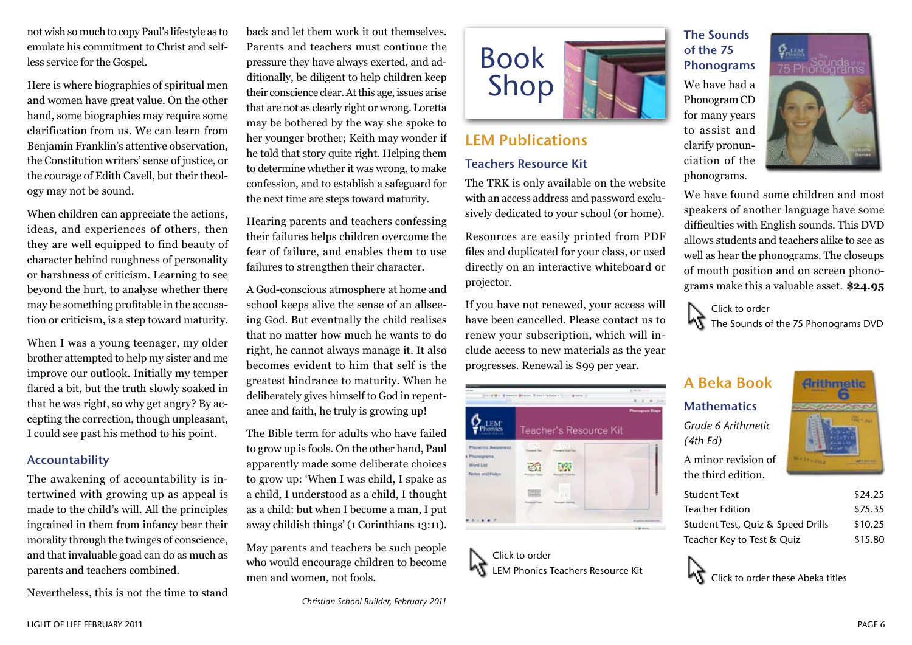not wish so much to copy Paul's lifestyle as to emulate his commitment to Christ and selfless service for the Gospel.

Here is where biographies of spiritual men and women have great value. On the other hand, some biographies may require some clarification from us. We can learn from Benjamin Franklin's attentive observation, the Constitution writers' sense of justice, or the courage of Edith Cavell, but their theology may not be sound.

When children can appreciate the actions, ideas, and experiences of others, then they are well equipped to find beauty of character behind roughness of personality or harshness of criticism. Learning to see beyond the hurt, to analyse whether there may be something profitable in the accusation or criticism, is a step toward maturity.

When I was a young teenager, my older brother attempted to help my sister and me improve our outlook. Initially my temper flared a bit, but the truth slowly soaked in that he was right, so why get angry? By accepting the correction, though unpleasant, I could see past his method to his point.

### Accountability

The awakening of accountability is intertwined with growing up as appeal is made to the child's will. All the principles ingrained in them from infancy bear their morality through the twinges of conscience, and that invaluable goad can do as much as parents and teachers combined.

Nevertheless, this is not the time to stand back and let them work it out themselves. Parents and teachers must continue the pressure they have always exerted, and additionally, be diligent to help children keep their conscience clear. At this age, issues arise that are not as clearly right or wrong. Loretta may be bothered by the way she spoke to her younger brother; Keith may wonder if he told that story quite right. Helping them to determine whether it was wrong, to make confession, and to establish a safeguard for the next time are steps toward maturity.

Hearing parents and teachers confessing their failures helps children overcome the fear of failure, and enables them to use failures to strengthen their character.

A God-conscious atmosphere at home and school keeps alive the sense of an allseeing God. But eventually the child realises that no matter how much he wants to do right, he cannot always manage it. It also becomes evident to him that self is the greatest hindrance to maturity. When he deliberately gives himself to God in repentance and faith, he truly is growing up!

The Bible term for adults who have failed to grow up is fools. On the other hand, Paul apparently made some deliberate choices to grow up: 'When I was child, I spake as a child, I understood as a child, I thought as a child: but when I become a man, I put away childish things' (1 Corinthians 13:11).

May parents and teachers be such people who would encourage children to become men and women, not fools.

*Christian School Builder, February 2011*

# Book Shop

## LEM Publications

### Teachers Resource Kit

The TRK is only available on the website with an access address and password exclusively dedicated to your school (or home).

Resources are easily printed from PDF files and duplicated for your class, or used directly on an interactive whiteboard or projector.

If you have not renewed, your access will have been cancelled. Please contact us to renew your subscription, which will include access to new materials as the year progresses. Renewal is $99 per year.

Click to order
LEM Phonics Teachers Resource Kit

### The Sounds of the 75 Phonograms

We have had a Phonogram CD for many years to assist and clarify pronunciation of the phonograms.

We have found some children and most speakers of another language have some difficulties with English sounds. This DVD allows students and teachers alike to see as well as hear the phonograms. The closeups of mouth position and on screen phonograms make this a valuable asset. **$24.95**

Click to order
The Sounds of the 75 Phonograms DVD

## A Beka Book

### Mathematics

*Grade 6 Arithmetic (4th Ed)*

A minor revision of the third edition.

| Item | Price |
|---|---|
| Student Text | $24.25 |
| Teacher Edition | $75.35 |
| Student Test, Quiz & Speed Drills | $10.25 |
| Teacher Key to Test & Quiz | $15.80 |

Click to order these Abeka titles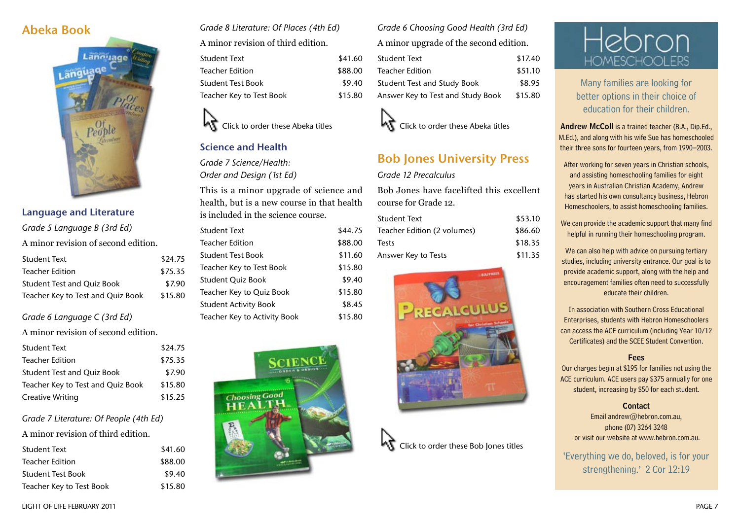## Abeka Book

### Language and Literature

*Grade 5 Language B (3rd Ed)*

A minor revision of second edition.

| Item | Price |
|---|---|
| Student Text | $24.75 |
| Teacher Edition | $75.35 |
| Student Test and Quiz Book | $7.90 |
| Teacher Key to Test and Quiz Book | $15.80 |

*Grade 6 Language C (3rd Ed)*

A minor revision of second edition.

| Item | Price |
|---|---|
| Student Text | $24.75 |
| Teacher Edition | $75.35 |
| Student Test and Quiz Book | $7.90 |
| Teacher Key to Test and Quiz Book | $15.80 |
| Creative Writing | $15.25 |

*Grade 7 Literature: Of People (4th Ed)*

A minor revision of third edition.

| Item | Price |
|---|---|
| Student Text | $41.60 |
| Teacher Edition | $88.00 |
| Student Test Book | $9.40 |
| Teacher Key to Test Book | $15.80 |

*Grade 8 Literature: Of Places (4th Ed)*

A minor revision of third edition.

| Item | Price |
|---|---|
| Student Text | $41.60 |
| Teacher Edition | $88.00 |
| Student Test Book | $9.40 |
| Teacher Key to Test Book | $15.80 |

Click to order these Abeka titles

### Science and Health

*Grade 7 Science/Health: Order and Design (1st Ed)*

This is a minor upgrade of science and health, but is a new course in that health is included in the science course.

| Item | Price |
|---|---|
| Student Text | $44.75 |
| Teacher Edition | $88.00 |
| Student Test Book | $11.60 |
| Teacher Key to Test Book | $15.80 |
| Student Quiz Book | $9.40 |
| Teacher Key to Quiz Book | $15.80 |
| Student Activity Book | $8.45 |
| Teacher Key to Activity Book | $15.80 |

*Grade 6 Choosing Good Health (3rd Ed)*

A minor upgrade of the second edition.

| Item | Price |
|---|---|
| Student Text | $17.40 |
| Teacher Edition | $51.10 |
| Student Test and Study Book | $8.95 |
| Answer Key to Test and Study Book | $15.80 |

Click to order these Abeka titles

## Bob Jones University Press

*Grade 12 Precalculus*

Bob Jones have facelifted this excellent course for Grade 12.

| Item | Price |
|---|---|
| Student Text | $53.10 |
| Teacher Edition (2 volumes) | $86.60 |
| Tests | $18.35 |
| Answer Key to Tests | $11.35 |

Click to order these Bob Jones titles

## Hebron HOMESCHOOLERS

Many families are looking for better options in their choice of education for their children.

**Andrew McColl** is a trained teacher (B.A., Dip.Ed., M.Ed.), and along with his wife Sue has homeschooled their three sons for fourteen years, from 1990–2003.

After working for seven years in Christian schools, and assisting homeschooling families for eight years in Australian Christian Academy, Andrew has started his own consultancy business, Hebron Homeschoolers, to assist homeschooling families.

We can provide the academic support that many find helpful in running their homeschooling program.

We can also help with advice on pursuing tertiary studies, including university entrance. Our goal is to provide academic support, along with the help and encouragement families often need to successfully educate their children.

In association with Southern Cross Educational Enterprises, students with Hebron Homeschoolers can access the ACE curriculum (including Year 10/12 Certificates) and the SCEE Student Convention.

**Fees**

Our charges begin at $195 for families not using the ACE curriculum. ACE users pay $375 annually for one student, increasing by $50 for each student.

**Contact**

Email andrew@hebron.com.au,
phone (07) 3264 3248
or visit our website at www.hebron.com.au.

'Everything we do, beloved, is for your strengthening.' 2 Cor 12:19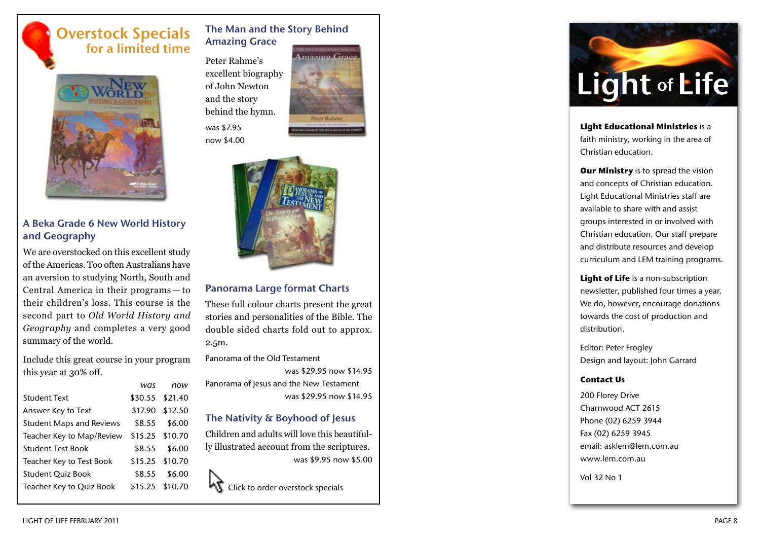# Overstock Specials
## for a limited time

### A Beka Grade 6 New World History and Geography

We are overstocked on this excellent study of the Americas. Too often Australians have an aversion to studying North, South and Central America in their programs — to their children's loss. This course is the second part to *Old World History and Geography* and completes a very good summary of the world.

Include this great course in your program this year at 30% off.

| | *was* | *now* |
|---|---|---|
| Student Text | $30.55 | $21.40 |
| Answer Key to Text | $17.90 | $12.50 |
| Student Maps and Reviews | $8.55 | $6.00 |
| Teacher Key to Map/Review | $15.25 | $10.70 |
| Student Test Book | $8.55 | $6.00 |
| Teacher Key to Test Book | $15.25 | $10.70 |
| Student Quiz Book | $8.55 | $6.00 |
| Teacher Key to Quiz Book | $15.25 | $10.70 |

### The Man and the Story Behind Amazing Grace

Peter Rahme's excellent biography of John Newton and the story behind the hymn.

was $7.95
now $4.00

### Panorama Large format Charts

These full colour charts present the great stories and personalities of the Bible. The double sided charts fold out to approx. 2.5m.

Panorama of the Old Testament
was $29.95 now $14.95

Panorama of Jesus and the New Testament
was $29.95 now $14.95

### The Nativity & Boyhood of Jesus

Children and adults will love this beautifully illustrated account from the scriptures.
was $9.95 now $5.00

Click to order overstock specials

# Light of Life

**Light Educational Ministries** is a faith ministry, working in the area of Christian education.

**Our Ministry** is to spread the vision and concepts of Christian education. Light Educational Ministries staff are available to share with and assist groups interested in or involved with Christian education. Our staff prepare and distribute resources and develop curriculum and LEM training programs.

**Light of Life** is a non-subscription newsletter, published four times a year. We do, however, encourage donations towards the cost of production and distribution.

Editor: Peter Frogley
Design and layout: John Garrard

**Contact Us**

200 Florey Drive
Charnwood ACT 2615
Phone (02) 6259 3944
Fax (02) 6259 3945
email: asklem@lem.com.au
www.lem.com.au

Vol 32 No 1